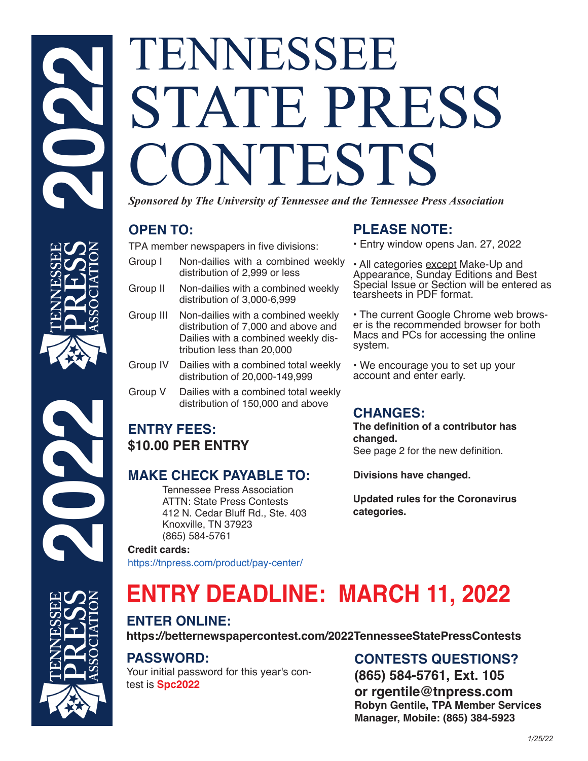# TENNESSEE STATE PRESS CONTESTS

*Sponsored by The University of Tennessee and the Tennessee Press Association*

## OPEN TO:

TPA member newspapers in five divisions:

| Group | Description |
|---|---|
| Group I | Non-dailies with a combined weekly distribution of 2,999 or less |
| Group II | Non-dailies with a combined weekly distribution of 3,000-6,999 |
| Group III | Non-dailies with a combined weekly distribution of 7,000 and above and Dailies with a combined weekly distribution less than 20,000 |
| Group IV | Dailies with a combined total weekly distribution of 20,000-149,999 |
| Group V | Dailies with a combined total weekly distribution of 150,000 and above |

## ENTRY FEES:

**$10.00 PER ENTRY**

## MAKE CHECK PAYABLE TO:

Tennessee Press Association
ATTN: State Press Contests
412 N. Cedar Bluff Rd., Ste. 403
Knoxville, TN 37923
(865) 584-5761

**Credit cards:**
https://tnpress.com/product/pay-center/

## PLEASE NOTE:

- Entry window opens Jan. 27, 2022
- All categories except Make-Up and Appearance, Sunday Editions and Best Special Issue or Section will be entered as tearsheets in PDF format.
- The current Google Chrome web browser is the recommended browser for both Macs and PCs for accessing the online system.
- We encourage you to set up your account and enter early.

## CHANGES:

**The definition of a contributor has changed.**
See page 2 for the new definition.

**Divisions have changed.**

**Updated rules for the Coronavirus categories.**

# ENTRY DEADLINE: MARCH 11, 2022

## ENTER ONLINE:

**https://betternewspapercontest.com/2022TennesseeStatePressContests**

## PASSWORD:

Your initial password for this year's contest is **Spc2022**

## CONTESTS QUESTIONS?

**(865) 584-5761, Ext. 105**
**or rgentile@tnpress.com**
**Robyn Gentile, TPA Member Services Manager, Mobile: (865) 384-5923**

1/25/22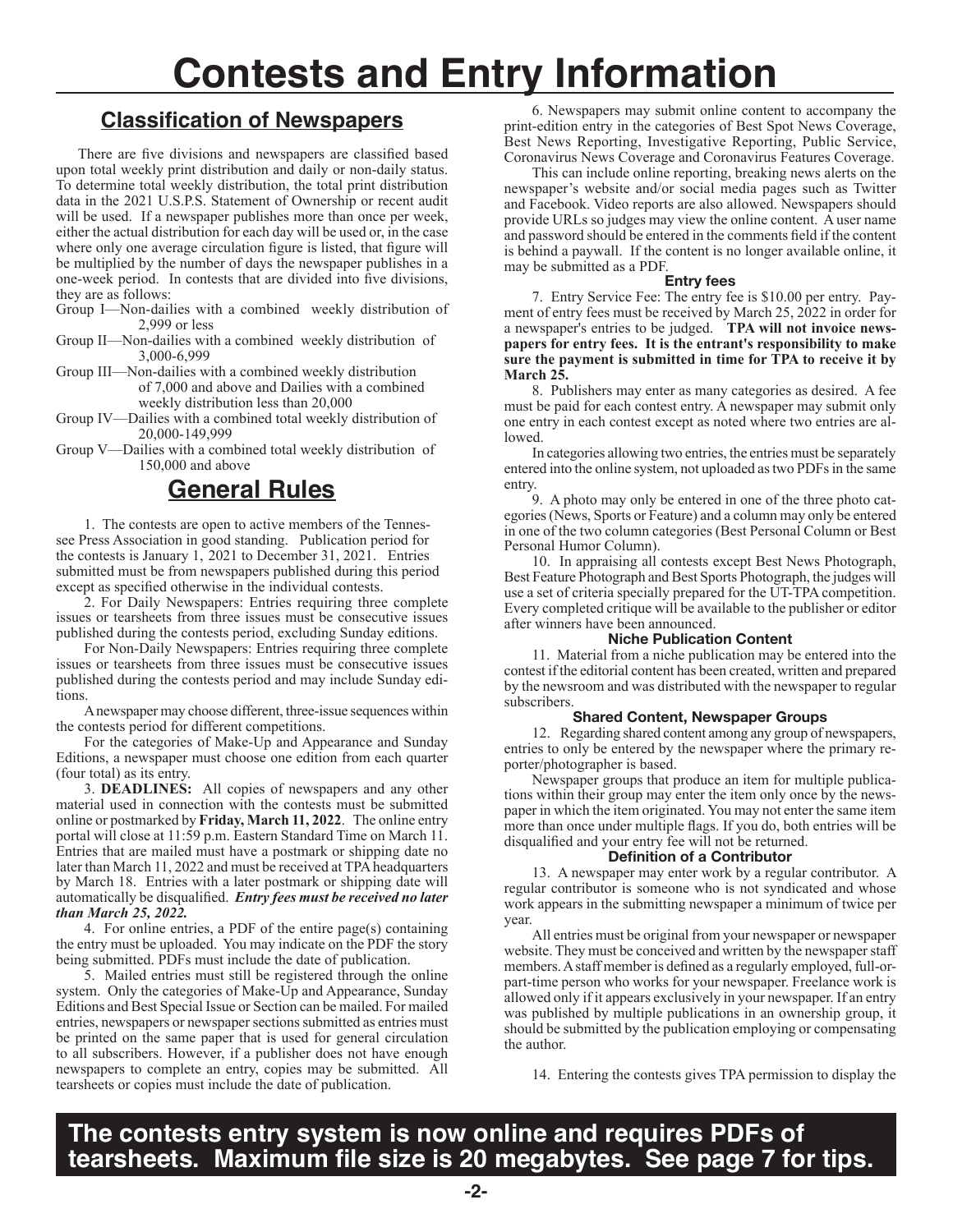# Contests and Entry Information

## Classification of Newspapers

There are five divisions and newspapers are classified based upon total weekly print distribution and daily or non-daily status. To determine total weekly distribution, the total print distribution data in the 2021 U.S.P.S. Statement of Ownership or recent audit will be used. If a newspaper publishes more than once per week, either the actual distribution for each day will be used or, in the case where only one average circulation figure is listed, that figure will be multiplied by the number of days the newspaper publishes in a one-week period. In contests that are divided into five divisions, they are as follows:

Group I—Non-dailies with a combined weekly distribution of 2,999 or less

Group II—Non-dailies with a combined weekly distribution of 3,000-6,999

Group III—Non-dailies with a combined weekly distribution of 7,000 and above and Dailies with a combined weekly distribution less than 20,000

Group IV—Dailies with a combined total weekly distribution of 20,000-149,999

Group V—Dailies with a combined total weekly distribution of 150,000 and above

## General Rules

1. The contests are open to active members of the Tennessee Press Association in good standing. Publication period for the contests is January 1, 2021 to December 31, 2021. Entries submitted must be from newspapers published during this period except as specified otherwise in the individual contests.

2. For Daily Newspapers: Entries requiring three complete issues or tearsheets from three issues must be consecutive issues published during the contests period, excluding Sunday editions.

For Non-Daily Newspapers: Entries requiring three complete issues or tearsheets from three issues must be consecutive issues published during the contests period and may include Sunday editions.

A newspaper may choose different, three-issue sequences within the contests period for different competitions.

For the categories of Make-Up and Appearance and Sunday Editions, a newspaper must choose one edition from each quarter (four total) as its entry.

3. **DEADLINES:** All copies of newspapers and any other material used in connection with the contests must be submitted online or postmarked by **Friday, March 11, 2022**. The online entry portal will close at 11:59 p.m. Eastern Standard Time on March 11. Entries that are mailed must have a postmark or shipping date no later than March 11, 2022 and must be received at TPA headquarters by March 18. Entries with a later postmark or shipping date will automatically be disqualified. ***Entry fees must be received no later than March 25, 2022.***

4. For online entries, a PDF of the entire page(s) containing the entry must be uploaded. You may indicate on the PDF the story being submitted. PDFs must include the date of publication.

5. Mailed entries must still be registered through the online system. Only the categories of Make-Up and Appearance, Sunday Editions and Best Special Issue or Section can be mailed. For mailed entries, newspapers or newspaper sections submitted as entries must be printed on the same paper that is used for general circulation to all subscribers. However, if a publisher does not have enough newspapers to complete an entry, copies may be submitted. All tearsheets or copies must include the date of publication.

6. Newspapers may submit online content to accompany the print-edition entry in the categories of Best Spot News Coverage, Best News Reporting, Investigative Reporting, Public Service, Coronavirus News Coverage and Coronavirus Features Coverage.

This can include online reporting, breaking news alerts on the newspaper's website and/or social media pages such as Twitter and Facebook. Video reports are also allowed. Newspapers should provide URLs so judges may view the online content. A user name and password should be entered in the comments field if the content is behind a paywall. If the content is no longer available online, it may be submitted as a PDF.

### Entry fees

7. Entry Service Fee: The entry fee is $10.00 per entry. Payment of entry fees must be received by March 25, 2022 in order for a newspaper's entries to be judged. **TPA will not invoice newspapers for entry fees. It is the entrant's responsibility to make sure the payment is submitted in time for TPA to receive it by March 25.**

8. Publishers may enter as many categories as desired. A fee must be paid for each contest entry. A newspaper may submit only one entry in each contest except as noted where two entries are allowed.

In categories allowing two entries, the entries must be separately entered into the online system, not uploaded as two PDFs in the same entry.

9. A photo may only be entered in one of the three photo categories (News, Sports or Feature) and a column may only be entered in one of the two column categories (Best Personal Column or Best Personal Humor Column).

10. In appraising all contests except Best News Photograph, Best Feature Photograph and Best Sports Photograph, the judges will use a set of criteria specially prepared for the UT-TPA competition. Every completed critique will be available to the publisher or editor after winners have been announced.

### Niche Publication Content

11. Material from a niche publication may be entered into the contest if the editorial content has been created, written and prepared by the newsroom and was distributed with the newspaper to regular subscribers.

### Shared Content, Newspaper Groups

12. Regarding shared content among any group of newspapers, entries to only be entered by the newspaper where the primary reporter/photographer is based.

Newspaper groups that produce an item for multiple publications within their group may enter the item only once by the newspaper in which the item originated. You may not enter the same item more than once under multiple flags. If you do, both entries will be disqualified and your entry fee will not be returned.

### Definition of a Contributor

13. A newspaper may enter work by a regular contributor. A regular contributor is someone who is not syndicated and whose work appears in the submitting newspaper a minimum of twice per year.

All entries must be original from your newspaper or newspaper website. They must be conceived and written by the newspaper staff members. A staff member is defined as a regularly employed, full-or-part-time person who works for your newspaper. Freelance work is allowed only if it appears exclusively in your newspaper. If an entry was published by multiple publications in an ownership group, it should be submitted by the publication employing or compensating the author.

14. Entering the contests gives TPA permission to display the

**The contests entry system is now online and requires PDFs of tearsheets. Maximum file size is 20 megabytes. See page 7 for tips.**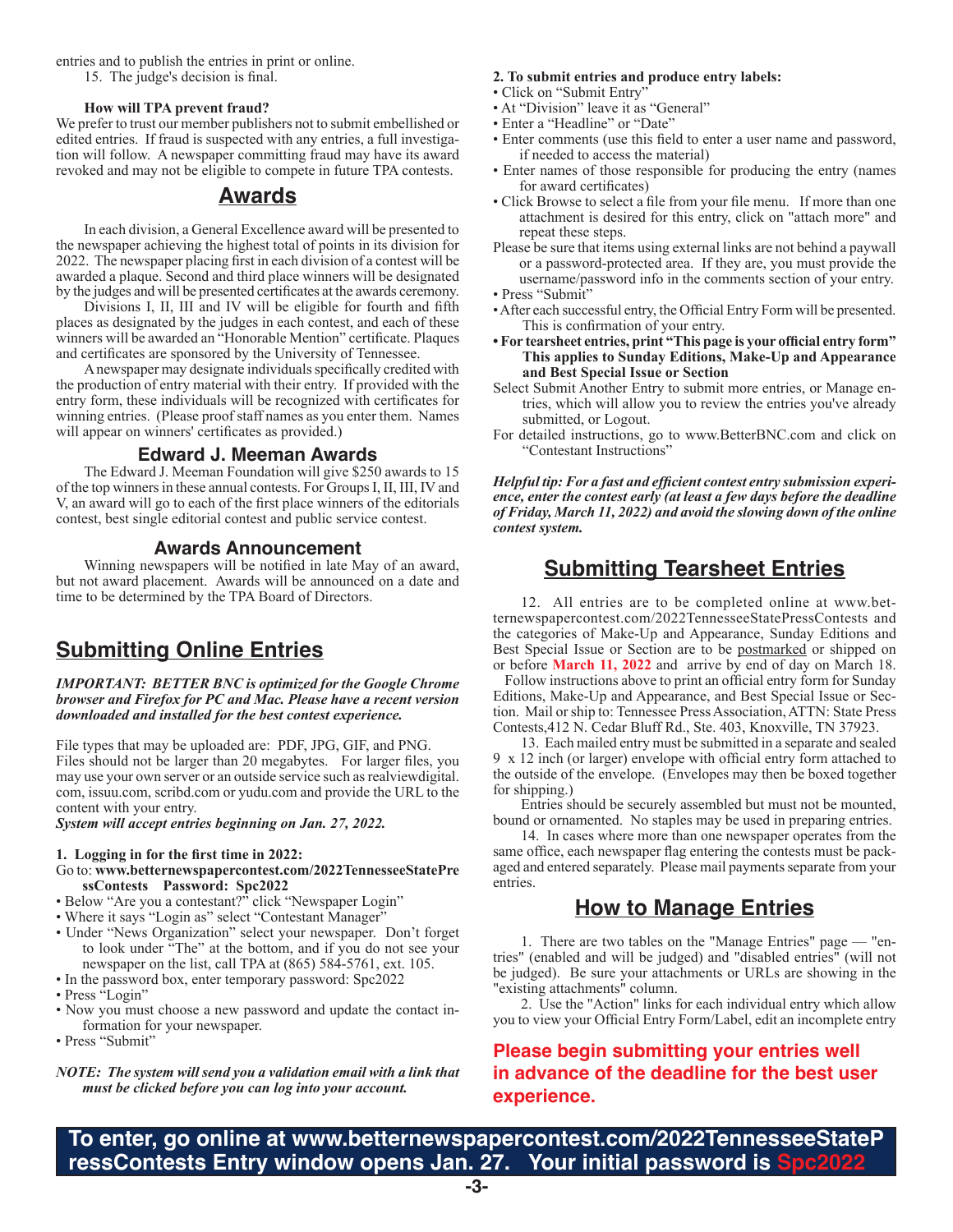entries and to publish the entries in print or online.

15. The judge's decision is final.

**How will TPA prevent fraud?**

We prefer to trust our member publishers not to submit embellished or edited entries. If fraud is suspected with any entries, a full investigation will follow. A newspaper committing fraud may have its award revoked and may not be eligible to compete in future TPA contests.

## Awards

In each division, a General Excellence award will be presented to the newspaper achieving the highest total of points in its division for 2022. The newspaper placing first in each division of a contest will be awarded a plaque. Second and third place winners will be designated by the judges and will be presented certificates at the awards ceremony.

Divisions I, II, III and IV will be eligible for fourth and fifth places as designated by the judges in each contest, and each of these winners will be awarded an "Honorable Mention" certificate. Plaques and certificates are sponsored by the University of Tennessee.

A newspaper may designate individuals specifically credited with the production of entry material with their entry. If provided with the entry form, these individuals will be recognized with certificates for winning entries. (Please proof staff names as you enter them. Names will appear on winners' certificates as provided.)

### Edward J. Meeman Awards

The Edward J. Meeman Foundation will give $250 awards to 15 of the top winners in these annual contests. For Groups I, II, III, IV and V, an award will go to each of the first place winners of the editorials contest, best single editorial contest and public service contest.

### Awards Announcement

Winning newspapers will be notified in late May of an award, but not award placement. Awards will be announced on a date and time to be determined by the TPA Board of Directors.

## Submitting Online Entries

***IMPORTANT: BETTER BNC is optimized for the Google Chrome browser and Firefox for PC and Mac. Please have a recent version downloaded and installed for the best contest experience.***

File types that may be uploaded are: PDF, JPG, GIF, and PNG. Files should not be larger than 20 megabytes. For larger files, you may use your own server or an outside service such as realviewdigital.com, issuu.com, scribd.com or yudu.com and provide the URL to the content with your entry.

***System will accept entries beginning on Jan. 27, 2022.***

**1. Logging in for the first time in 2022:**

Go to: **www.betternewspapercontest.com/2022TennesseeStatePressContests Password: Spc2022**

- Below "Are you a contestant?" click "Newspaper Login"
- Where it says "Login as" select "Contestant Manager"
- Under "News Organization" select your newspaper. Don't forget to look under "The" at the bottom, and if you do not see your newspaper on the list, call TPA at (865) 584-5761, ext. 105.
- In the password box, enter temporary password: Spc2022
- Press "Login"
- Now you must choose a new password and update the contact information for your newspaper.
- Press "Submit"

***NOTE: The system will send you a validation email with a link that must be clicked before you can log into your account.***

**2. To submit entries and produce entry labels:**

- Click on "Submit Entry"
- At "Division" leave it as "General"
- Enter a "Headline" or "Date"
- Enter comments (use this field to enter a user name and password, if needed to access the material)
- Enter names of those responsible for producing the entry (names for award certificates)
- Click Browse to select a file from your file menu. If more than one attachment is desired for this entry, click on "attach more" and repeat these steps.

Please be sure that items using external links are not behind a paywall or a password-protected area. If they are, you must provide the username/password info in the comments section of your entry.

- Press "Submit"
- After each successful entry, the Official Entry Form will be presented. This is confirmation of your entry.
- **For tearsheet entries, print "This page is your official entry form" This applies to Sunday Editions, Make-Up and Appearance and Best Special Issue or Section**

Select Submit Another Entry to submit more entries, or Manage entries, which will allow you to review the entries you've already submitted, or Logout.

For detailed instructions, go to www.BetterBNC.com and click on "Contestant Instructions"

***Helpful tip: For a fast and efficient contest entry submission experience, enter the contest early (at least a few days before the deadline of Friday, March 11, 2022) and avoid the slowing down of the online contest system.***

## Submitting Tearsheet Entries

12. All entries are to be completed online at www.betternewspapercontest.com/2022TennesseeStatePressContests and the categories of Make-Up and Appearance, Sunday Editions and Best Special Issue or Section are to be postmarked or shipped on or before **March 11, 2022** and arrive by end of day on March 18.

Follow instructions above to print an official entry form for Sunday Editions, Make-Up and Appearance, and Best Special Issue or Section. Mail or ship to: Tennessee Press Association, ATTN: State Press Contests,412 N. Cedar Bluff Rd., Ste. 403, Knoxville, TN 37923.

13. Each mailed entry must be submitted in a separate and sealed 9 x 12 inch (or larger) envelope with official entry form attached to the outside of the envelope. (Envelopes may then be boxed together for shipping.)

Entries should be securely assembled but must not be mounted, bound or ornamented. No staples may be used in preparing entries.

14. In cases where more than one newspaper operates from the same office, each newspaper flag entering the contests must be packaged and entered separately. Please mail payments separate from your entries.

## How to Manage Entries

1. There are two tables on the "Manage Entries" page — "entries" (enabled and will be judged) and "disabled entries" (will not be judged). Be sure your attachments or URLs are showing in the "existing attachments" column.

2. Use the "Action" links for each individual entry which allow you to view your Official Entry Form/Label, edit an incomplete entry

**Please begin submitting your entries well in advance of the deadline for the best user experience.**

**To enter, go online at www.betternewspapercontest.com/2022TennesseeStatePressContests Entry window opens Jan. 27. Your initial password is Spc2022**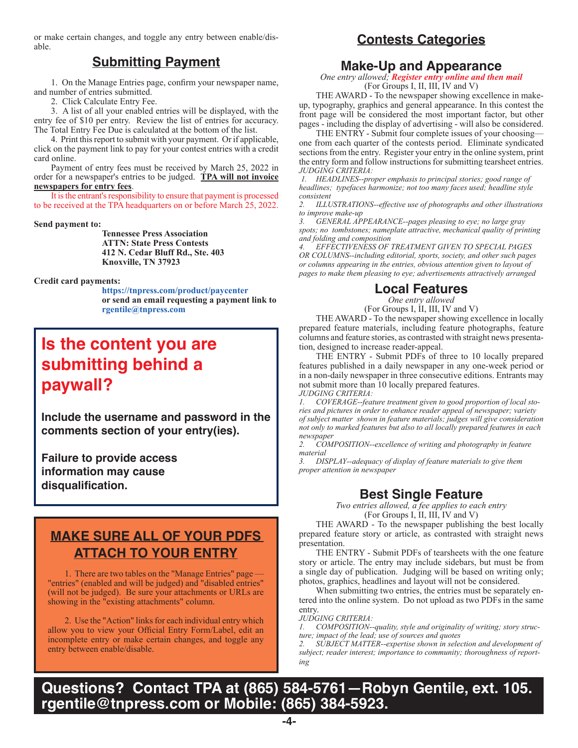or make certain changes, and toggle any entry between enable/disable.

## Submitting Payment

1. On the Manage Entries page, confirm your newspaper name, and number of entries submitted.

2. Click Calculate Entry Fee.

3. A list of all your enabled entries will be displayed, with the entry fee of $10 per entry. Review the list of entries for accuracy. The Total Entry Fee Due is calculated at the bottom of the list.

4. Print this report to submit with your payment. Or if applicable, click on the payment link to pay for your contest entries with a credit card online.

Payment of entry fees must be received by March 25, 2022 in order for a newspaper's entries to be judged. **TPA will not invoice newspapers for entry fees**.

It is the entrant's responsibility to ensure that payment is processed to be received at the TPA headquarters on or before March 25, 2022.

**Send payment to:**

**Tennessee Press Association**
**ATTN: State Press Contests**
**412 N. Cedar Bluff Rd., Ste. 403**
**Knoxville, TN 37923**

**Credit card payments:**

**https://tnpress.com/product/paycenter**
**or send an email requesting a payment link to rgentile@tnpress.com**

## Is the content you are submitting behind a paywall?

**Include the username and password in the comments section of your entry(ies).**

**Failure to provide access information may cause disqualification.**

## MAKE SURE ALL OF YOUR PDFS ATTACH TO YOUR ENTRY

1. There are two tables on the "Manage Entries" page — "entries" (enabled and will be judged) and "disabled entries" (will not be judged). Be sure your attachments or URLs are showing in the "existing attachments" column.

2. Use the "Action" links for each individual entry which allow you to view your Official Entry Form/Label, edit an incomplete entry or make certain changes, and toggle any entry between enable/disable.

# Contests Categories

## Make-Up and Appearance

*One entry allowed; **Register entry online and then mail***
(For Groups I, II, III, IV and V)

THE AWARD - To the newspaper showing excellence in make-up, typography, graphics and general appearance. In this contest the front page will be considered the most important factor, but other pages - including the display of advertising - will also be considered.

THE ENTRY - Submit four complete issues of your choosing—one from each quarter of the contests period. Eliminate syndicated sections from the entry. Register your entry in the online system, print the entry form and follow instructions for submitting tearsheet entries.

*JUDGING CRITERIA:*

*1. HEADLINES--proper emphasis to principal stories; good range of headlines; typefaces harmonize; not too many faces used; headline style consistent*

*2. ILLUSTRATIONS--effective use of photographs and other illustrations to improve make-up*

*3. GENERAL APPEARANCE--pages pleasing to eye; no large gray spots; no tombstones; nameplate attractive, mechanical quality of printing and folding and composition*

*4. EFFECTIVENESS OF TREATMENT GIVEN TO SPECIAL PAGES OR COLUMNS--including editorial, sports, society, and other such pages or columns appearing in the entries, obvious attention given to layout of pages to make them pleasing to eye; advertisements attractively arranged*

## Local Features

*One entry allowed*
(For Groups I, II, III, IV and V)

THE AWARD - To the newspaper showing excellence in locally prepared feature materials, including feature photographs, feature columns and feature stories, as contrasted with straight news presentation, designed to increase reader-appeal.

THE ENTRY - Submit PDFs of three to 10 locally prepared features published in a daily newspaper in any one-week period or in a non-daily newspaper in three consecutive editions. Entrants may not submit more than 10 locally prepared features.

*JUDGING CRITERIA:*

*1. COVERAGE--feature treatment given to good proportion of local stories and pictures in order to enhance reader appeal of newspaper; variety of subject matter shown in feature materials; judges will give consideration not only to marked features but also to all locally prepared features in each newspaper*

*2. COMPOSITION--excellence of writing and photography in feature material*

*3. DISPLAY--adequacy of display of feature materials to give them proper attention in newspaper*

## Best Single Feature

*Two entries allowed, a fee applies to each entry*
(For Groups I, II, III, IV and V)

THE AWARD - To the newspaper publishing the best locally prepared feature story or article, as contrasted with straight news presentation.

THE ENTRY - Submit PDFs of tearsheets with the one feature story or article. The entry may include sidebars, but must be from a single day of publication. Judging will be based on writing only; photos, graphics, headlines and layout will not be considered.

When submitting two entries, the entries must be separately entered into the online system. Do not upload as two PDFs in the same entry.

*JUDGING CRITERIA:*

*1. COMPOSITION--quality, style and originality of writing; story structure; impact of the lead; use of sources and quotes*

*2. SUBJECT MATTER--expertise shown in selection and development of subject; reader interest; importance to community; thoroughness of reporting*

**Questions? Contact TPA at (865) 584-5761—Robyn Gentile, ext. 105. rgentile@tnpress.com or Mobile: (865) 384-5923.**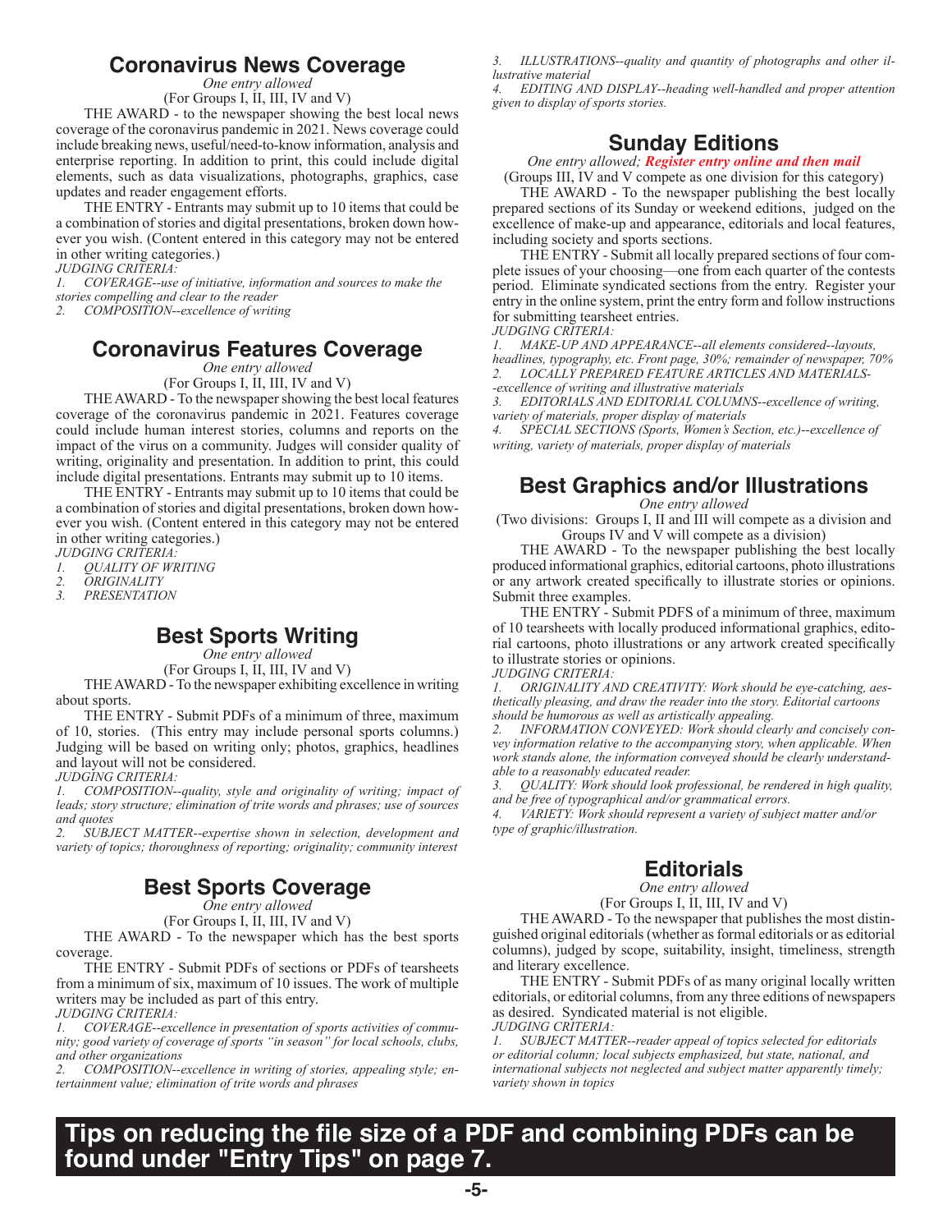## Coronavirus News Coverage

*One entry allowed*

(For Groups I, II, III, IV and V)

THE AWARD - to the newspaper showing the best local news coverage of the coronavirus pandemic in 2021. News coverage could include breaking news, useful/need-to-know information, analysis and enterprise reporting. In addition to print, this could include digital elements, such as data visualizations, photographs, graphics, case updates and reader engagement efforts.

THE ENTRY - Entrants may submit up to 10 items that could be a combination of stories and digital presentations, broken down however you wish. (Content entered in this category may not be entered in other writing categories.)

*JUDGING CRITERIA:*

*1. COVERAGE--use of initiative, information and sources to make the stories compelling and clear to the reader*

*2. COMPOSITION--excellence of writing*

## Coronavirus Features Coverage

*One entry allowed*

(For Groups I, II, III, IV and V)

THE AWARD - To the newspaper showing the best local features coverage of the coronavirus pandemic in 2021. Features coverage could include human interest stories, columns and reports on the impact of the virus on a community. Judges will consider quality of writing, originality and presentation. In addition to print, this could include digital presentations. Entrants may submit up to 10 items.

THE ENTRY - Entrants may submit up to 10 items that could be a combination of stories and digital presentations, broken down however you wish. (Content entered in this category may not be entered in other writing categories.)

*JUDGING CRITERIA:*

*1. QUALITY OF WRITING*

*2. ORIGINALITY*

*3. PRESENTATION*

## Best Sports Writing

*One entry allowed*

(For Groups I, II, III, IV and V)

THE AWARD - To the newspaper exhibiting excellence in writing about sports.

THE ENTRY - Submit PDFs of a minimum of three, maximum of 10, stories. (This entry may include personal sports columns.) Judging will be based on writing only; photos, graphics, headlines and layout will not be considered.

*JUDGING CRITERIA:*

*1. COMPOSITION--quality, style and originality of writing; impact of leads; story structure; elimination of trite words and phrases; use of sources and quotes*

*2. SUBJECT MATTER--expertise shown in selection, development and variety of topics; thoroughness of reporting; originality; community interest*

## Best Sports Coverage

*One entry allowed*

(For Groups I, II, III, IV and V)

THE AWARD - To the newspaper which has the best sports coverage.

THE ENTRY - Submit PDFs of sections or PDFs of tearsheets from a minimum of six, maximum of 10 issues. The work of multiple writers may be included as part of this entry.

*JUDGING CRITERIA:*

*1. COVERAGE--excellence in presentation of sports activities of community; good variety of coverage of sports "in season" for local schools, clubs, and other organizations*

*2. COMPOSITION--excellence in writing of stories, appealing style; entertainment value; elimination of trite words and phrases*

*3. ILLUSTRATIONS--quality and quantity of photographs and other illustrative material*

*4. EDITING AND DISPLAY--heading well-handled and proper attention given to display of sports stories.*

## Sunday Editions

*One entry allowed;* ***Register entry online and then mail***

(Groups III, IV and V compete as one division for this category)

THE AWARD - To the newspaper publishing the best locally prepared sections of its Sunday or weekend editions, judged on the excellence of make-up and appearance, editorials and local features, including society and sports sections.

THE ENTRY - Submit all locally prepared sections of four complete issues of your choosing—one from each quarter of the contests period. Eliminate syndicated sections from the entry. Register your entry in the online system, print the entry form and follow instructions for submitting tearsheet entries.

*JUDGING CRITERIA:*

*1. MAKE-UP AND APPEARANCE--all elements considered--layouts, headlines, typography, etc. Front page, 30%; remainder of newspaper, 70%*

*2. LOCALLY PREPARED FEATURE ARTICLES AND MATERIALS--excellence of writing and illustrative materials*

*3. EDITORIALS AND EDITORIAL COLUMNS--excellence of writing, variety of materials, proper display of materials*

*4. SPECIAL SECTIONS (Sports, Women's Section, etc.)--excellence of writing, variety of materials, proper display of materials*

## Best Graphics and/or Illustrations

*One entry allowed*

(Two divisions: Groups I, II and III will compete as a division and Groups IV and V will compete as a division)

THE AWARD - To the newspaper publishing the best locally produced informational graphics, editorial cartoons, photo illustrations or any artwork created specifically to illustrate stories or opinions. Submit three examples.

THE ENTRY - Submit PDFS of a minimum of three, maximum of 10 tearsheets with locally produced informational graphics, editorial cartoons, photo illustrations or any artwork created specifically to illustrate stories or opinions.

*JUDGING CRITERIA:*

*1. ORIGINALITY AND CREATIVITY: Work should be eye-catching, aesthetically pleasing, and draw the reader into the story. Editorial cartoons should be humorous as well as artistically appealing.*

*2. INFORMATION CONVEYED: Work should clearly and concisely convey information relative to the accompanying story, when applicable. When work stands alone, the information conveyed should be clearly understandable to a reasonably educated reader.*

*3. QUALITY: Work should look professional, be rendered in high quality, and be free of typographical and/or grammatical errors.*

*4. VARIETY: Work should represent a variety of subject matter and/or type of graphic/illustration.*

## Editorials

*One entry allowed*

(For Groups I, II, III, IV and V)

THE AWARD - To the newspaper that publishes the most distinguished original editorials (whether as formal editorials or as editorial columns), judged by scope, suitability, insight, timeliness, strength and literary excellence.

THE ENTRY - Submit PDFs of as many original locally written editorials, or editorial columns, from any three editions of newspapers as desired. Syndicated material is not eligible.

*JUDGING CRITERIA:*

*1. SUBJECT MATTER--reader appeal of topics selected for editorials or editorial column; local subjects emphasized, but state, national, and international subjects not neglected and subject matter apparently timely; variety shown in topics*

**Tips on reducing the file size of a PDF and combining PDFs can be found under "Entry Tips" on page 7.**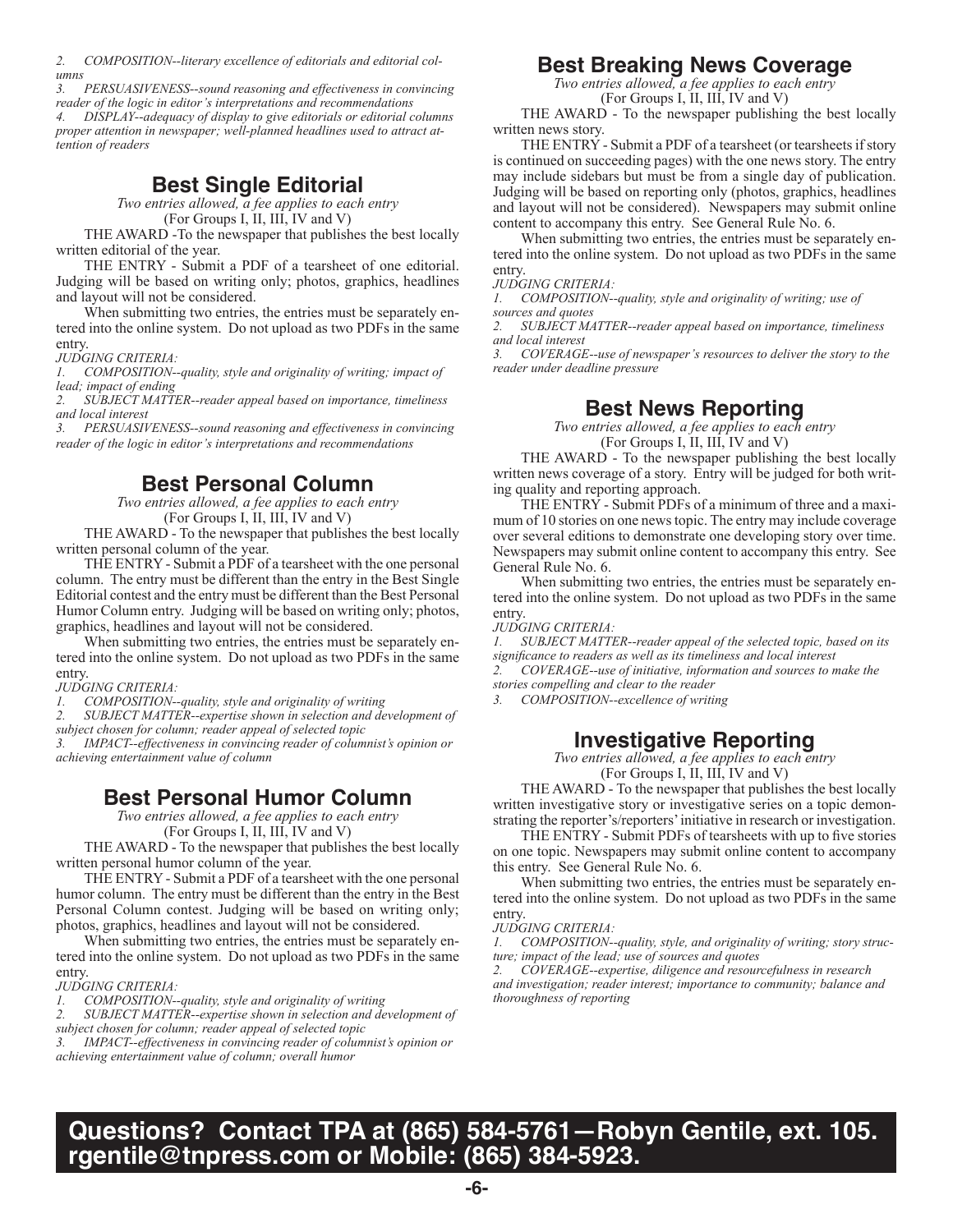*2. COMPOSITION--literary excellence of editorials and editorial columns*
*3. PERSUASIVENESS--sound reasoning and effectiveness in convincing reader of the logic in editor's interpretations and recommendations*
*4. DISPLAY--adequacy of display to give editorials or editorial columns proper attention in newspaper; well-planned headlines used to attract attention of readers*

## Best Single Editorial

*Two entries allowed, a fee applies to each entry*
(For Groups I, II, III, IV and V)

THE AWARD -To the newspaper that publishes the best locally written editorial of the year.

THE ENTRY - Submit a PDF of a tearsheet of one editorial. Judging will be based on writing only; photos, graphics, headlines and layout will not be considered.

When submitting two entries, the entries must be separately entered into the online system. Do not upload as two PDFs in the same entry.

*JUDGING CRITERIA:*
*1. COMPOSITION--quality, style and originality of writing; impact of lead; impact of ending*
*2. SUBJECT MATTER--reader appeal based on importance, timeliness and local interest*
*3. PERSUASIVENESS--sound reasoning and effectiveness in convincing reader of the logic in editor's interpretations and recommendations*

## Best Personal Column

*Two entries allowed, a fee applies to each entry*
(For Groups I, II, III, IV and V)

THE AWARD - To the newspaper that publishes the best locally written personal column of the year.

THE ENTRY - Submit a PDF of a tearsheet with the one personal column. The entry must be different than the entry in the Best Single Editorial contest and the entry must be different than the Best Personal Humor Column entry. Judging will be based on writing only; photos, graphics, headlines and layout will not be considered.

When submitting two entries, the entries must be separately entered into the online system. Do not upload as two PDFs in the same entry.

*JUDGING CRITERIA:*
*1. COMPOSITION--quality, style and originality of writing*
*2. SUBJECT MATTER--expertise shown in selection and development of subject chosen for column; reader appeal of selected topic*
*3. IMPACT--effectiveness in convincing reader of columnist's opinion or achieving entertainment value of column*

## Best Personal Humor Column

*Two entries allowed, a fee applies to each entry*
(For Groups I, II, III, IV and V)

THE AWARD - To the newspaper that publishes the best locally written personal humor column of the year.

THE ENTRY - Submit a PDF of a tearsheet with the one personal humor column. The entry must be different than the entry in the Best Personal Column contest. Judging will be based on writing only; photos, graphics, headlines and layout will not be considered.

When submitting two entries, the entries must be separately entered into the online system. Do not upload as two PDFs in the same entry.

*JUDGING CRITERIA:*
*1. COMPOSITION--quality, style and originality of writing*
*2. SUBJECT MATTER--expertise shown in selection and development of subject chosen for column; reader appeal of selected topic*
*3. IMPACT--effectiveness in convincing reader of columnist's opinion or achieving entertainment value of column; overall humor*

## Best Breaking News Coverage

*Two entries allowed, a fee applies to each entry*
(For Groups I, II, III, IV and V)

THE AWARD - To the newspaper publishing the best locally written news story.

THE ENTRY - Submit a PDF of a tearsheet (or tearsheets if story is continued on succeeding pages) with the one news story. The entry may include sidebars but must be from a single day of publication. Judging will be based on reporting only (photos, graphics, headlines and layout will not be considered). Newspapers may submit online content to accompany this entry. See General Rule No. 6.

When submitting two entries, the entries must be separately entered into the online system. Do not upload as two PDFs in the same entry.

*JUDGING CRITERIA:*
*1. COMPOSITION--quality, style and originality of writing; use of sources and quotes*
*2. SUBJECT MATTER--reader appeal based on importance, timeliness and local interest*
*3. COVERAGE--use of newspaper's resources to deliver the story to the reader under deadline pressure*

## Best News Reporting

*Two entries allowed, a fee applies to each entry*
(For Groups I, II, III, IV and V)

THE AWARD - To the newspaper publishing the best locally written news coverage of a story. Entry will be judged for both writing quality and reporting approach.

THE ENTRY - Submit PDFs of a minimum of three and a maximum of 10 stories on one news topic. The entry may include coverage over several editions to demonstrate one developing story over time. Newspapers may submit online content to accompany this entry. See General Rule No. 6.

When submitting two entries, the entries must be separately entered into the online system. Do not upload as two PDFs in the same entry.

*JUDGING CRITERIA:*
*1. SUBJECT MATTER--reader appeal of the selected topic, based on its significance to readers as well as its timeliness and local interest*
*2. COVERAGE--use of initiative, information and sources to make the stories compelling and clear to the reader*
*3. COMPOSITION--excellence of writing*

## Investigative Reporting

*Two entries allowed, a fee applies to each entry*
(For Groups I, II, III, IV and V)

THE AWARD - To the newspaper that publishes the best locally written investigative story or investigative series on a topic demonstrating the reporter's/reporters' initiative in research or investigation.

THE ENTRY - Submit PDFs of tearsheets with up to five stories on one topic. Newspapers may submit online content to accompany this entry. See General Rule No. 6.

When submitting two entries, the entries must be separately entered into the online system. Do not upload as two PDFs in the same entry.

*JUDGING CRITERIA:*
*1. COMPOSITION--quality, style, and originality of writing; story structure; impact of the lead; use of sources and quotes*
*2. COVERAGE--expertise, diligence and resourcefulness in research and investigation; reader interest; importance to community; balance and thoroughness of reporting*

**Questions? Contact TPA at (865) 584-5761—Robyn Gentile, ext. 105. rgentile@tnpress.com or Mobile: (865) 384-5923.**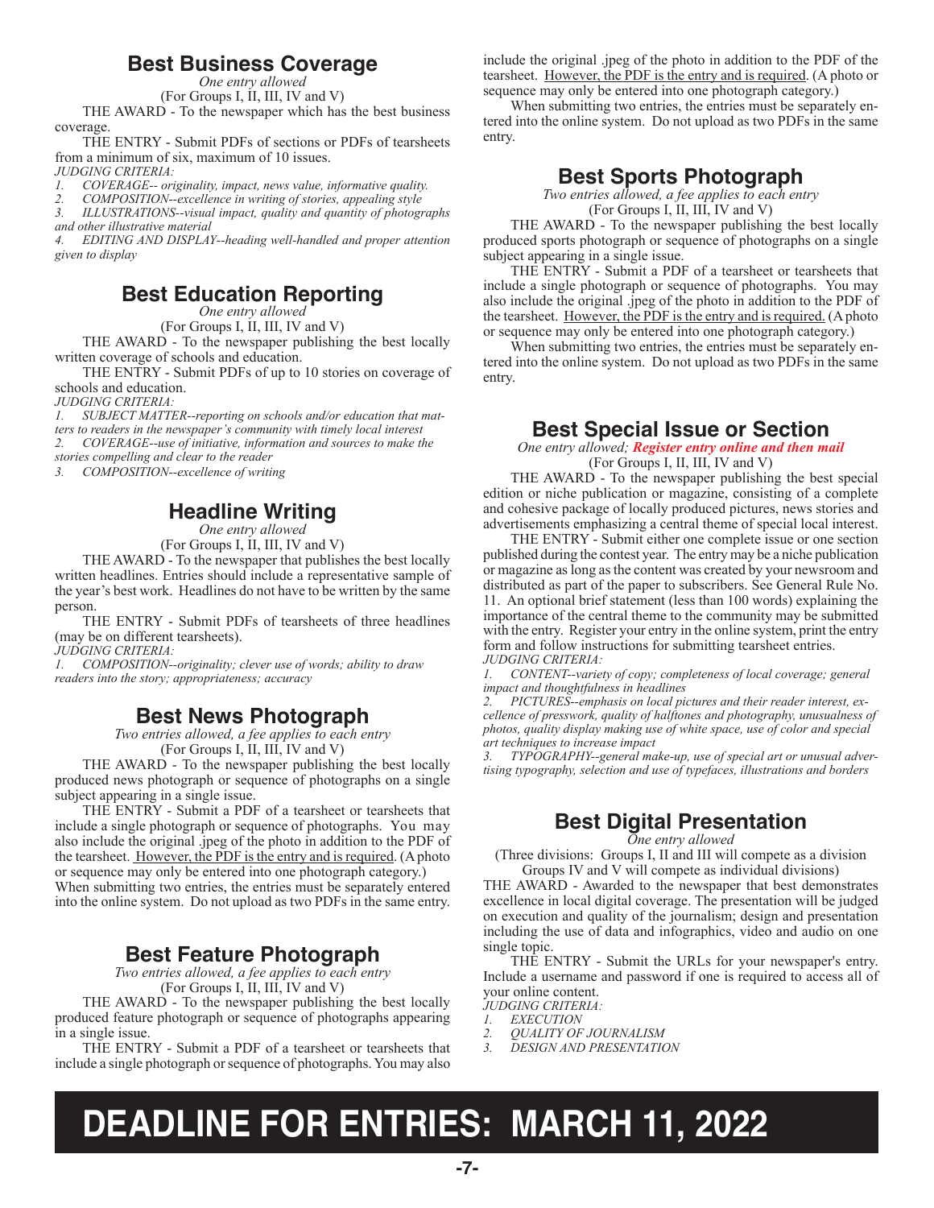## Best Business Coverage

*One entry allowed*

(For Groups I, II, III, IV and V)

THE AWARD - To the newspaper which has the best business coverage.

THE ENTRY - Submit PDFs of sections or PDFs of tearsheets from a minimum of six, maximum of 10 issues.

*JUDGING CRITERIA:*

1. *COVERAGE-- originality, impact, news value, informative quality.*
2. *COMPOSITION--excellence in writing of stories, appealing style*
3. *ILLUSTRATIONS--visual impact, quality and quantity of photographs and other illustrative material*
4. *EDITING AND DISPLAY--heading well-handled and proper attention given to display*

## Best Education Reporting

*One entry allowed*

(For Groups I, II, III, IV and V)

THE AWARD - To the newspaper publishing the best locally written coverage of schools and education.

THE ENTRY - Submit PDFs of up to 10 stories on coverage of schools and education.

*JUDGING CRITERIA:*

1. *SUBJECT MATTER--reporting on schools and/or education that matters to readers in the newspaper's community with timely local interest*
2. *COVERAGE--use of initiative, information and sources to make the stories compelling and clear to the reader*
3. *COMPOSITION--excellence of writing*

## Headline Writing

*One entry allowed*

(For Groups I, II, III, IV and V)

THE AWARD - To the newspaper that publishes the best locally written headlines. Entries should include a representative sample of the year's best work. Headlines do not have to be written by the same person.

THE ENTRY - Submit PDFs of tearsheets of three headlines (may be on different tearsheets).

*JUDGING CRITERIA:*

1. *COMPOSITION--originality; clever use of words; ability to draw readers into the story; appropriateness; accuracy*

## Best News Photograph

*Two entries allowed, a fee applies to each entry*

(For Groups I, II, III, IV and V)

THE AWARD - To the newspaper publishing the best locally produced news photograph or sequence of photographs on a single subject appearing in a single issue.

THE ENTRY - Submit a PDF of a tearsheet or tearsheets that include a single photograph or sequence of photographs. You may also include the original .jpeg of the photo in addition to the PDF of the tearsheet. However, the PDF is the entry and is required. (A photo or sequence may only be entered into one photograph category.)

When submitting two entries, the entries must be separately entered into the online system. Do not upload as two PDFs in the same entry.

## Best Feature Photograph

*Two entries allowed, a fee applies to each entry*

(For Groups I, II, III, IV and V)

THE AWARD - To the newspaper publishing the best locally produced feature photograph or sequence of photographs appearing in a single issue.

THE ENTRY - Submit a PDF of a tearsheet or tearsheets that include a single photograph or sequence of photographs. You may also include the original .jpeg of the photo in addition to the PDF of the tearsheet. However, the PDF is the entry and is required. (A photo or sequence may only be entered into one photograph category.)

When submitting two entries, the entries must be separately entered into the online system. Do not upload as two PDFs in the same entry.

## Best Sports Photograph

*Two entries allowed, a fee applies to each entry*

(For Groups I, II, III, IV and V)

THE AWARD - To the newspaper publishing the best locally produced sports photograph or sequence of photographs on a single subject appearing in a single issue.

THE ENTRY - Submit a PDF of a tearsheet or tearsheets that include a single photograph or sequence of photographs. You may also include the original .jpeg of the photo in addition to the PDF of the tearsheet. However, the PDF is the entry and is required. (A photo or sequence may only be entered into one photograph category.)

When submitting two entries, the entries must be separately entered into the online system. Do not upload as two PDFs in the same entry.

## Best Special Issue or Section

*One entry allowed;* ***Register entry online and then mail***

(For Groups I, II, III, IV and V)

THE AWARD - To the newspaper publishing the best special edition or niche publication or magazine, consisting of a complete and cohesive package of locally produced pictures, news stories and advertisements emphasizing a central theme of special local interest.

THE ENTRY - Submit either one complete issue or one section published during the contest year. The entry may be a niche publication or magazine as long as the content was created by your newsroom and distributed as part of the paper to subscribers. See General Rule No. 11. An optional brief statement (less than 100 words) explaining the importance of the central theme to the community may be submitted with the entry. Register your entry in the online system, print the entry form and follow instructions for submitting tearsheet entries.

*JUDGING CRITERIA:*

1. *CONTENT--variety of copy; completeness of local coverage; general impact and thoughtfulness in headlines*
2. *PICTURES--emphasis on local pictures and their reader interest, excellence of presswork, quality of halftones and photography, unusualness of photos, quality display making use of white space, use of color and special art techniques to increase impact*
3. *TYPOGRAPHY--general make-up, use of special art or unusual advertising typography, selection and use of typefaces, illustrations and borders*

## Best Digital Presentation

*One entry allowed*

(Three divisions: Groups I, II and III will compete as a division Groups IV and V will compete as individual divisions)

THE AWARD - Awarded to the newspaper that best demonstrates excellence in local digital coverage. The presentation will be judged on execution and quality of the journalism; design and presentation including the use of data and infographics, video and audio on one single topic.

THE ENTRY - Submit the URLs for your newspaper's entry. Include a username and password if one is required to access all of your online content.

*JUDGING CRITERIA:*

1. *EXECUTION*
2. *QUALITY OF JOURNALISM*
3. *DESIGN AND PRESENTATION*

# DEADLINE FOR ENTRIES: MARCH 11, 2022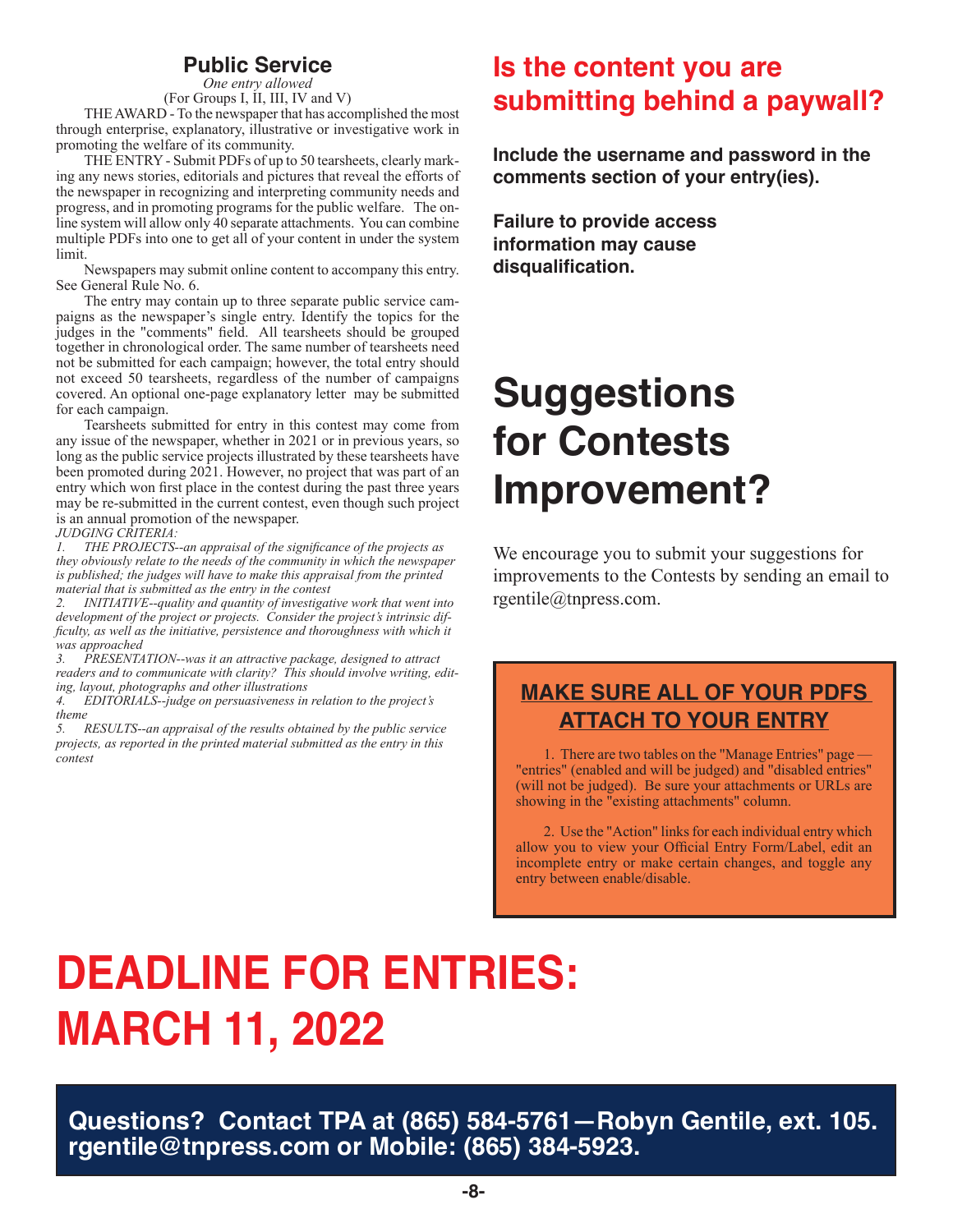## Public Service

*One entry allowed*

(For Groups I, II, III, IV and V)

THE AWARD - To the newspaper that has accomplished the most through enterprise, explanatory, illustrative or investigative work in promoting the welfare of its community.

THE ENTRY - Submit PDFs of up to 50 tearsheets, clearly marking any news stories, editorials and pictures that reveal the efforts of the newspaper in recognizing and interpreting community needs and progress, and in promoting programs for the public welfare. The online system will allow only 40 separate attachments. You can combine multiple PDFs into one to get all of your content in under the system limit.

Newspapers may submit online content to accompany this entry. See General Rule No. 6.

The entry may contain up to three separate public service campaigns as the newspaper's single entry. Identify the topics for the judges in the "comments" field. All tearsheets should be grouped together in chronological order. The same number of tearsheets need not be submitted for each campaign; however, the total entry should not exceed 50 tearsheets, regardless of the number of campaigns covered. An optional one-page explanatory letter may be submitted for each campaign.

Tearsheets submitted for entry in this contest may come from any issue of the newspaper, whether in 2021 or in previous years, so long as the public service projects illustrated by these tearsheets have been promoted during 2021. However, no project that was part of an entry which won first place in the contest during the past three years may be re-submitted in the current contest, even though such project is an annual promotion of the newspaper.

*JUDGING CRITERIA:*

1. *THE PROJECTS--an appraisal of the significance of the projects as they obviously relate to the needs of the community in which the newspaper is published; the judges will have to make this appraisal from the printed material that is submitted as the entry in the contest*
2. *INITIATIVE--quality and quantity of investigative work that went into development of the project or projects. Consider the project's intrinsic difficulty, as well as the initiative, persistence and thoroughness with which it was approached*
3. *PRESENTATION--was it an attractive package, designed to attract readers and to communicate with clarity? This should involve writing, editing, layout, photographs and other illustrations*
4. *EDITORIALS--judge on persuasiveness in relation to the project's theme*
5. *RESULTS--an appraisal of the results obtained by the public service projects, as reported in the printed material submitted as the entry in this contest*

## Is the content you are submitting behind a paywall?

**Include the username and password in the comments section of your entry(ies).**

**Failure to provide access information may cause disqualification.**

# Suggestions for Contests Improvement?

We encourage you to submit your suggestions for improvements to the Contests by sending an email to rgentile@tnpress.com.

### MAKE SURE ALL OF YOUR PDFS ATTACH TO YOUR ENTRY

1. There are two tables on the "Manage Entries" page — "entries" (enabled and will be judged) and "disabled entries" (will not be judged). Be sure your attachments or URLs are showing in the "existing attachments" column.

2. Use the "Action" links for each individual entry which allow you to view your Official Entry Form/Label, edit an incomplete entry or make certain changes, and toggle any entry between enable/disable.

# DEADLINE FOR ENTRIES: MARCH 11, 2022

**Questions? Contact TPA at (865) 584-5761—Robyn Gentile, ext. 105. rgentile@tnpress.com or Mobile: (865) 384-5923.**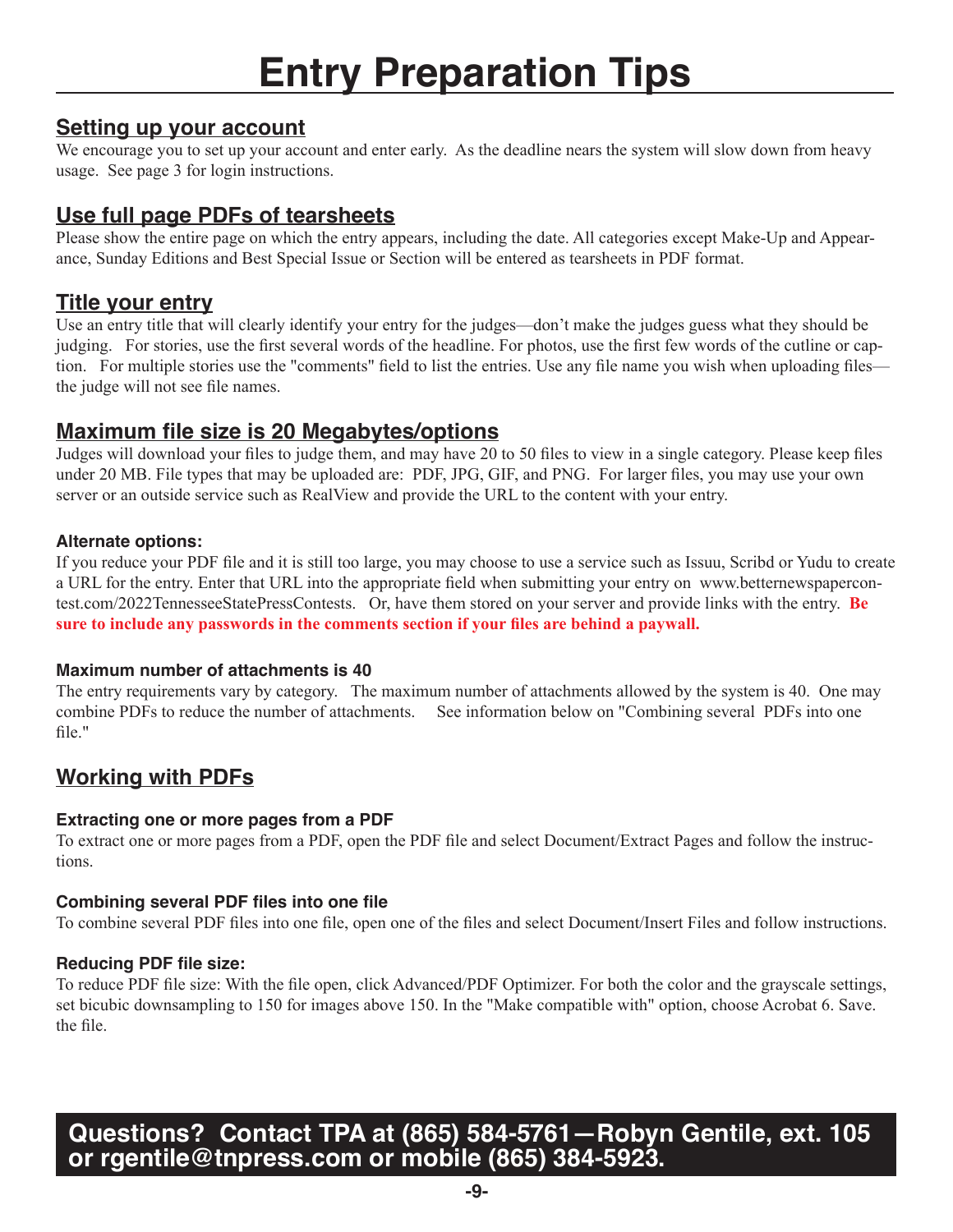# Entry Preparation Tips

## Setting up your account

We encourage you to set up your account and enter early. As the deadline nears the system will slow down from heavy usage. See page 3 for login instructions.

## Use full page PDFs of tearsheets

Please show the entire page on which the entry appears, including the date. All categories except Make-Up and Appearance, Sunday Editions and Best Special Issue or Section will be entered as tearsheets in PDF format.

## Title your entry

Use an entry title that will clearly identify your entry for the judges—don't make the judges guess what they should be judging. For stories, use the first several words of the headline. For photos, use the first few words of the cutline or caption. For multiple stories use the "comments" field to list the entries. Use any file name you wish when uploading files—the judge will not see file names.

## Maximum file size is 20 Megabytes/options

Judges will download your files to judge them, and may have 20 to 50 files to view in a single category. Please keep files under 20 MB. File types that may be uploaded are: PDF, JPG, GIF, and PNG. For larger files, you may use your own server or an outside service such as RealView and provide the URL to the content with your entry.

### Alternate options:

If you reduce your PDF file and it is still too large, you may choose to use a service such as Issuu, Scribd or Yudu to create a URL for the entry. Enter that URL into the appropriate field when submitting your entry on www.betternewspapercontest.com/2022TennesseeStatePressContests. Or, have them stored on your server and provide links with the entry. **Be sure to include any passwords in the comments section if your files are behind a paywall.**

### Maximum number of attachments is 40

The entry requirements vary by category. The maximum number of attachments allowed by the system is 40. One may combine PDFs to reduce the number of attachments. See information below on "Combining several PDFs into one file."

## Working with PDFs

### Extracting one or more pages from a PDF

To extract one or more pages from a PDF, open the PDF file and select Document/Extract Pages and follow the instructions.

### Combining several PDF files into one file

To combine several PDF files into one file, open one of the files and select Document/Insert Files and follow instructions.

### Reducing PDF file size:

To reduce PDF file size: With the file open, click Advanced/PDF Optimizer. For both the color and the grayscale settings, set bicubic downsampling to 150 for images above 150. In the "Make compatible with" option, choose Acrobat 6. Save. the file.

**Questions? Contact TPA at (865) 584-5761—Robyn Gentile, ext. 105 or rgentile@tnpress.com or mobile (865) 384-5923.**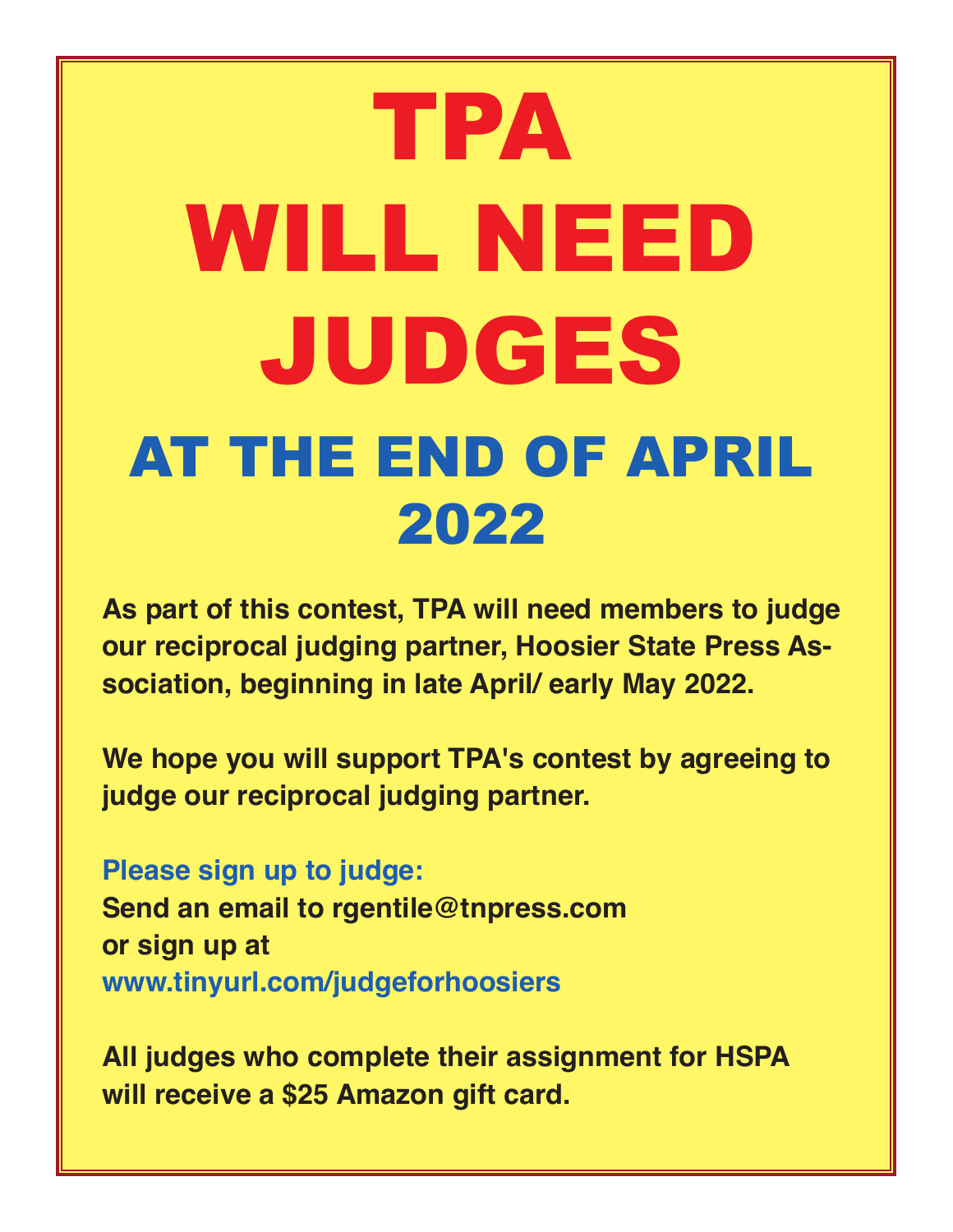# TPA WILL NEED JUDGES

## AT THE END OF APRIL 2022

**As part of this contest, TPA will need members to judge our reciprocal judging partner, Hoosier State Press Association, beginning in late April/ early May 2022.**

**We hope you will support TPA's contest by agreeing to judge our reciprocal judging partner.**

**Please sign up to judge:**
**Send an email to rgentile@tnpress.com**
**or sign up at**
**www.tinyurl.com/judgeforhoosiers**

**All judges who complete their assignment for HSPA will receive a $25 Amazon gift card.**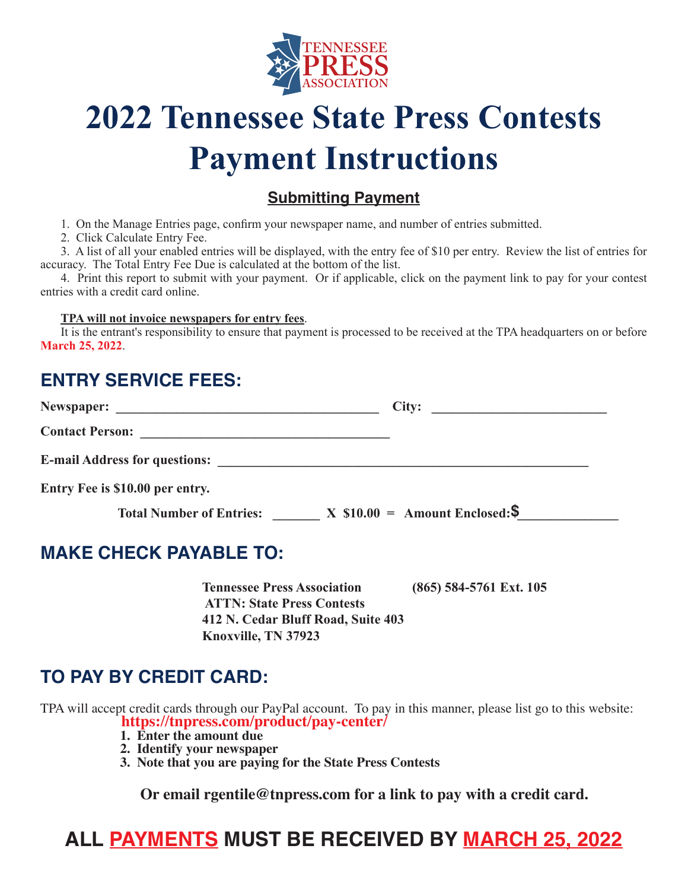# 2022 Tennessee State Press Contests Payment Instructions

## Submitting Payment

1. On the Manage Entries page, confirm your newspaper name, and number of entries submitted.
2. Click Calculate Entry Fee.
3. A list of all your enabled entries will be displayed, with the entry fee of $10 per entry. Review the list of entries for accuracy. The Total Entry Fee Due is calculated at the bottom of the list.
4. Print this report to submit with your payment. Or if applicable, click on the payment link to pay for your contest entries with a credit card online.

**TPA will not invoice newspapers for entry fees**.

It is the entrant's responsibility to ensure that payment is processed to be received at the TPA headquarters on or before **March 25, 2022**.

## ENTRY SERVICE FEES:

**Newspaper:** ______________________________________ **City:** _________________________

**Contact Person:** ____________________________________

**E-mail Address for questions:** ____________________________________________________

**Entry Fee is $10.00 per entry.**

**Total Number of Entries:** _______ **X $10.00 = Amount Enclosed:$**______________

## MAKE CHECK PAYABLE TO:

**Tennessee Press Association** **(865) 584-5761 Ext. 105**
**ATTN: State Press Contests**
**412 N. Cedar Bluff Road, Suite 403**
**Knoxville, TN 37923**

## TO PAY BY CREDIT CARD:

TPA will accept credit cards through our PayPal account. To pay in this manner, please list go to this website:
**https://tnpress.com/product/pay-center/**

1. **Enter the amount due**
2. **Identify your newspaper**
3. **Note that you are paying for the State Press Contests**

**Or email rgentile@tnpress.com for a link to pay with a credit card.**

## ALL PAYMENTS MUST BE RECEIVED BY MARCH 25, 2022